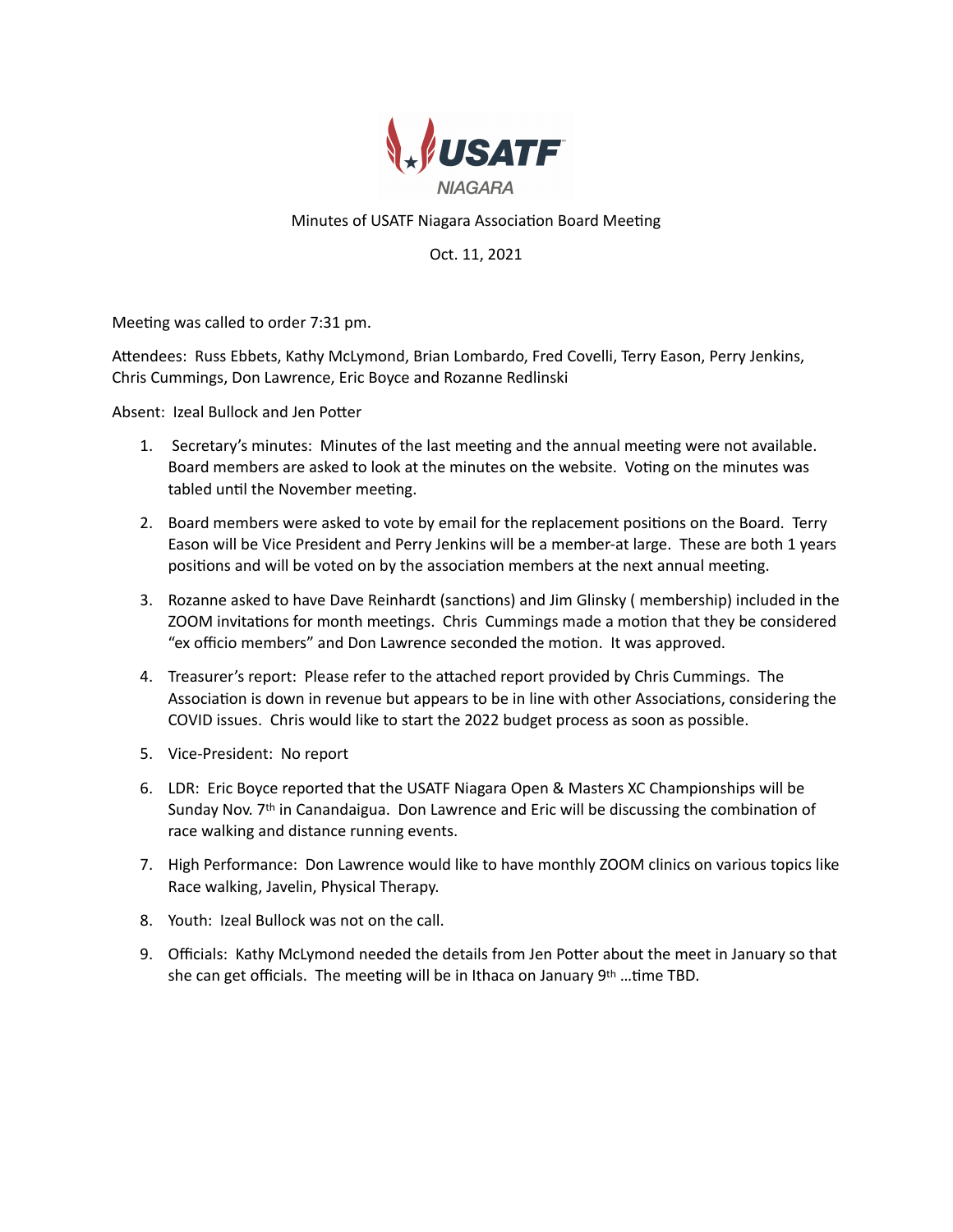USATF NIAGARA

Minutes of USATF Niagara Association Board Meeting

Oct. 11, 2021

Meeting was called to order 7:31 pm.

Attendees: Russ Ebbets, Kathy McLymond, Brian Lombardo, Fred Covelli, Terry Eason, Perry Jenkins, Chris Cummings, Don Lawrence, Eric Boyce and Rozanne Redlinski

Absent: Izeal Bullock and Jen Potter

1. Secretary's minutes: Minutes of the last meeting and the annual meeting were not available. Board members are asked to look at the minutes on the website. Voting on the minutes was tabled until the November meeting.

2. Board members were asked to vote by email for the replacement positions on the Board. Terry Eason will be Vice President and Perry Jenkins will be a member-at large. These are both 1 years positions and will be voted on by the association members at the next annual meeting.

3. Rozanne asked to have Dave Reinhardt (sanctions) and Jim Glinsky ( membership) included in the ZOOM invitations for month meetings. Chris Cummings made a motion that they be considered "ex officio members" and Don Lawrence seconded the motion. It was approved.

4. Treasurer's report: Please refer to the attached report provided by Chris Cummings. The Association is down in revenue but appears to be in line with other Associations, considering the COVID issues. Chris would like to start the 2022 budget process as soon as possible.

5. Vice-President: No report

6. LDR: Eric Boyce reported that the USATF Niagara Open & Masters XC Championships will be Sunday Nov. 7th in Canandaigua. Don Lawrence and Eric will be discussing the combination of race walking and distance running events.

7. High Performance: Don Lawrence would like to have monthly ZOOM clinics on various topics like Race walking, Javelin, Physical Therapy.

8. Youth: Izeal Bullock was not on the call.

9. Officials: Kathy McLymond needed the details from Jen Potter about the meet in January so that she can get officials. The meeting will be in Ithaca on January 9th …time TBD.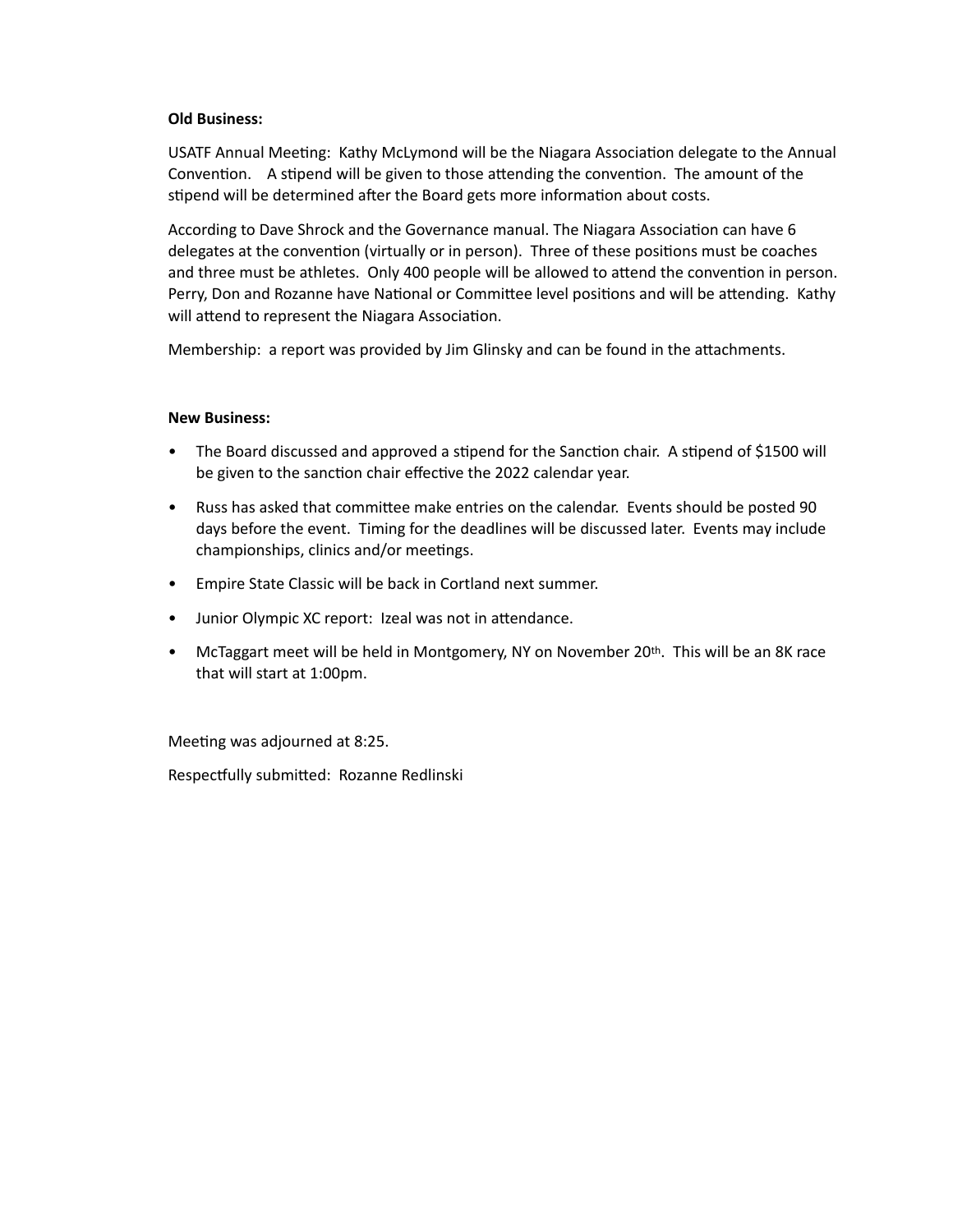**Old Business:**

USATF Annual Meeting: Kathy McLymond will be the Niagara Association delegate to the Annual Convention. A stipend will be given to those attending the convention. The amount of the stipend will be determined after the Board gets more information about costs.

According to Dave Shrock and the Governance manual. The Niagara Association can have 6 delegates at the convention (virtually or in person). Three of these positions must be coaches and three must be athletes. Only 400 people will be allowed to attend the convention in person. Perry, Don and Rozanne have National or Committee level positions and will be attending. Kathy will attend to represent the Niagara Association.

Membership: a report was provided by Jim Glinsky and can be found in the attachments.

**New Business:**

- The Board discussed and approved a stipend for the Sanction chair. A stipend of $1500 will be given to the sanction chair effective the 2022 calendar year.
- Russ has asked that committee make entries on the calendar. Events should be posted 90 days before the event. Timing for the deadlines will be discussed later. Events may include championships, clinics and/or meetings.
- Empire State Classic will be back in Cortland next summer.
- Junior Olympic XC report: Izeal was not in attendance.
- McTaggart meet will be held in Montgomery, NY on November 20th. This will be an 8K race that will start at 1:00pm.

Meeting was adjourned at 8:25.

Respectfully submitted: Rozanne Redlinski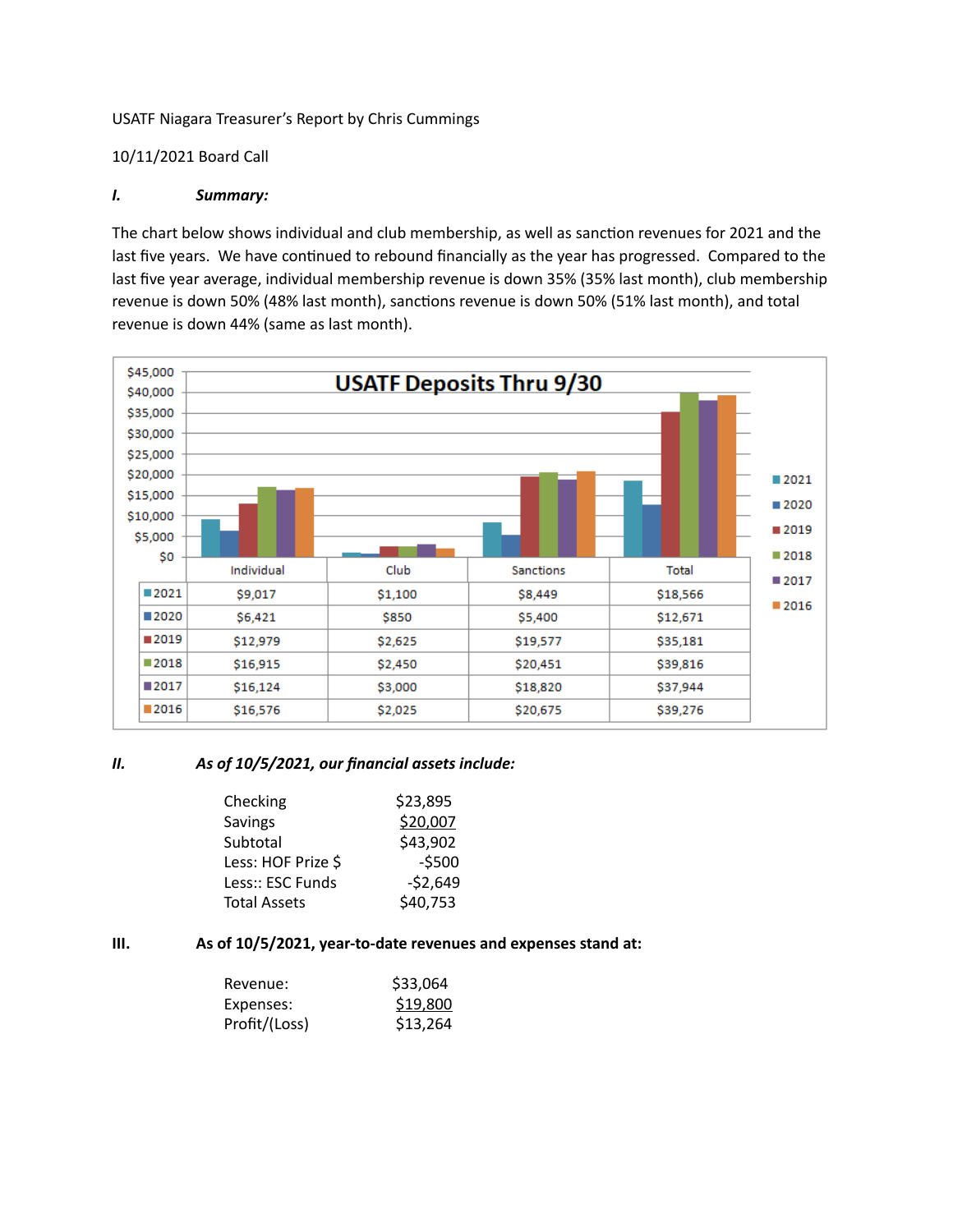USATF Niagara Treasurer's Report by Chris Cummings

10/11/2021 Board Call

## I. *Summary:*

The chart below shows individual and club membership, as well as sanction revenues for 2021 and the last five years. We have continued to rebound financially as the year has progressed. Compared to the last five year average, individual membership revenue is down 35% (35% last month), club membership revenue is down 50% (48% last month), sanctions revenue is down 50% (51% last month), and total revenue is down 44% (same as last month).

**USATF Deposits Thru 9/30**

| | Individual | Club | Sanctions | Total |
|---|---|---|---|---|
| 2021 | $9,017 | $1,100 | $8,449 | $18,566 |
| 2020 | $6,421 | $850 | $5,400 | $12,671 |
| 2019 | $12,979 | $2,625 | $19,577 | $35,181 |
| 2018 | $16,915 | $2,450 | $20,451 | $39,816 |
| 2017 | $16,124 | $3,000 | $18,820 | $37,944 |
| 2016 | $16,576 | $2,025 | $20,675 | $39,276 |

## II. *As of 10/5/2021, our financial assets include:*

| | |
|---|---|
| Checking | $23,895 |
| Savings | $20,007 |
| Subtotal | $43,902 |
| Less: HOF Prize $ | -$500 |
| Less:: ESC Funds | -$2,649 |
| Total Assets | $40,753 |

## III. As of 10/5/2021, year-to-date revenues and expenses stand at:

| | |
|---|---|
| Revenue: | $33,064 |
| Expenses: | $19,800 |
| Profit/(Loss) | $13,264 |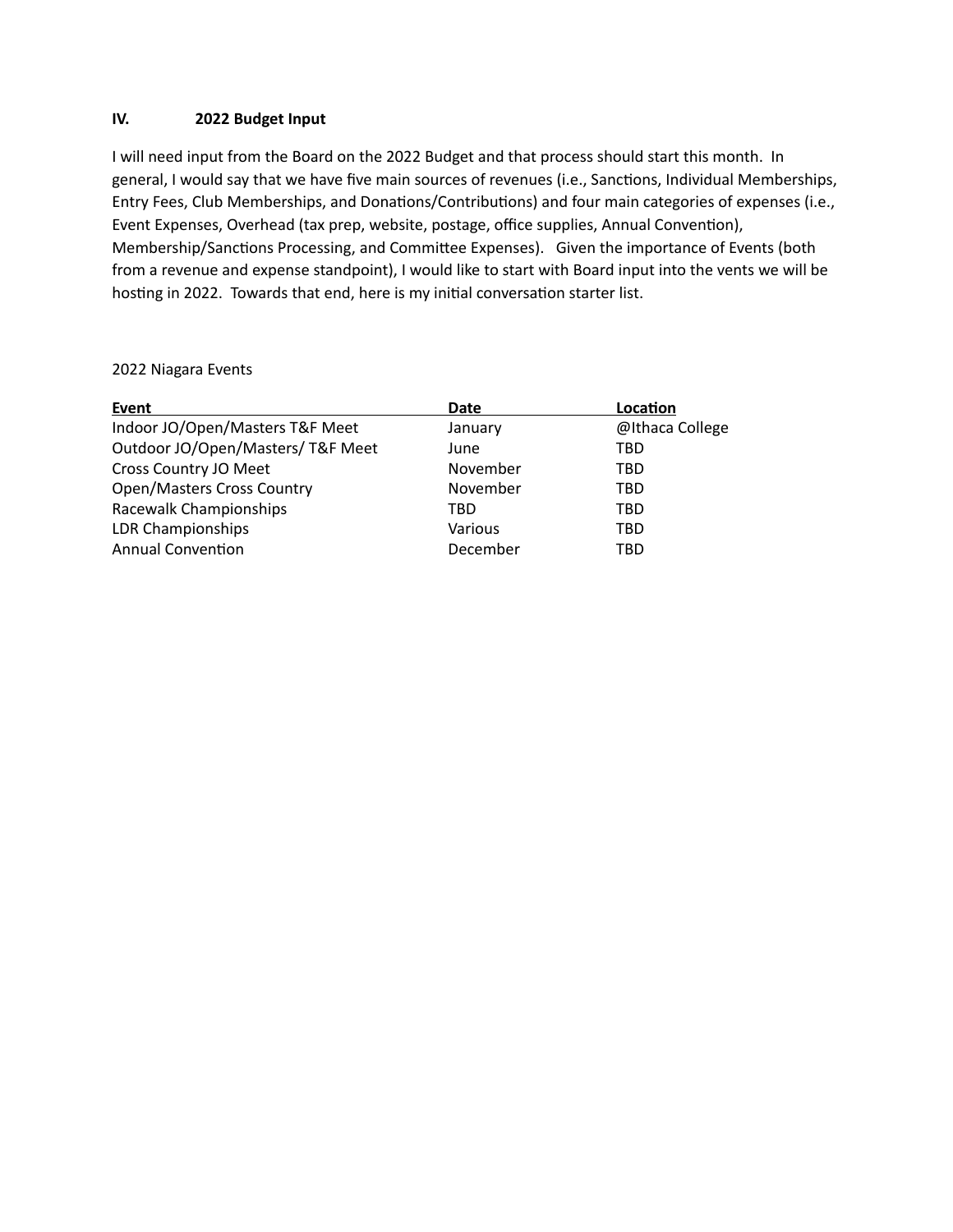**IV. 2022 Budget Input**

I will need input from the Board on the 2022 Budget and that process should start this month. In general, I would say that we have five main sources of revenues (i.e., Sanctions, Individual Memberships, Entry Fees, Club Memberships, and Donations/Contributions) and four main categories of expenses (i.e., Event Expenses, Overhead (tax prep, website, postage, office supplies, Annual Convention), Membership/Sanctions Processing, and Committee Expenses). Given the importance of Events (both from a revenue and expense standpoint), I would like to start with Board input into the vents we will be hosting in 2022. Towards that end, here is my initial conversation starter list.

2022 Niagara Events

| Event | Date | Location |
|---|---|---|
| Indoor JO/Open/Masters T&F Meet | January | @Ithaca College |
| Outdoor JO/Open/Masters/ T&F Meet | June | TBD |
| Cross Country JO Meet | November | TBD |
| Open/Masters Cross Country | November | TBD |
| Racewalk Championships | TBD | TBD |
| LDR Championships | Various | TBD |
| Annual Convention | December | TBD |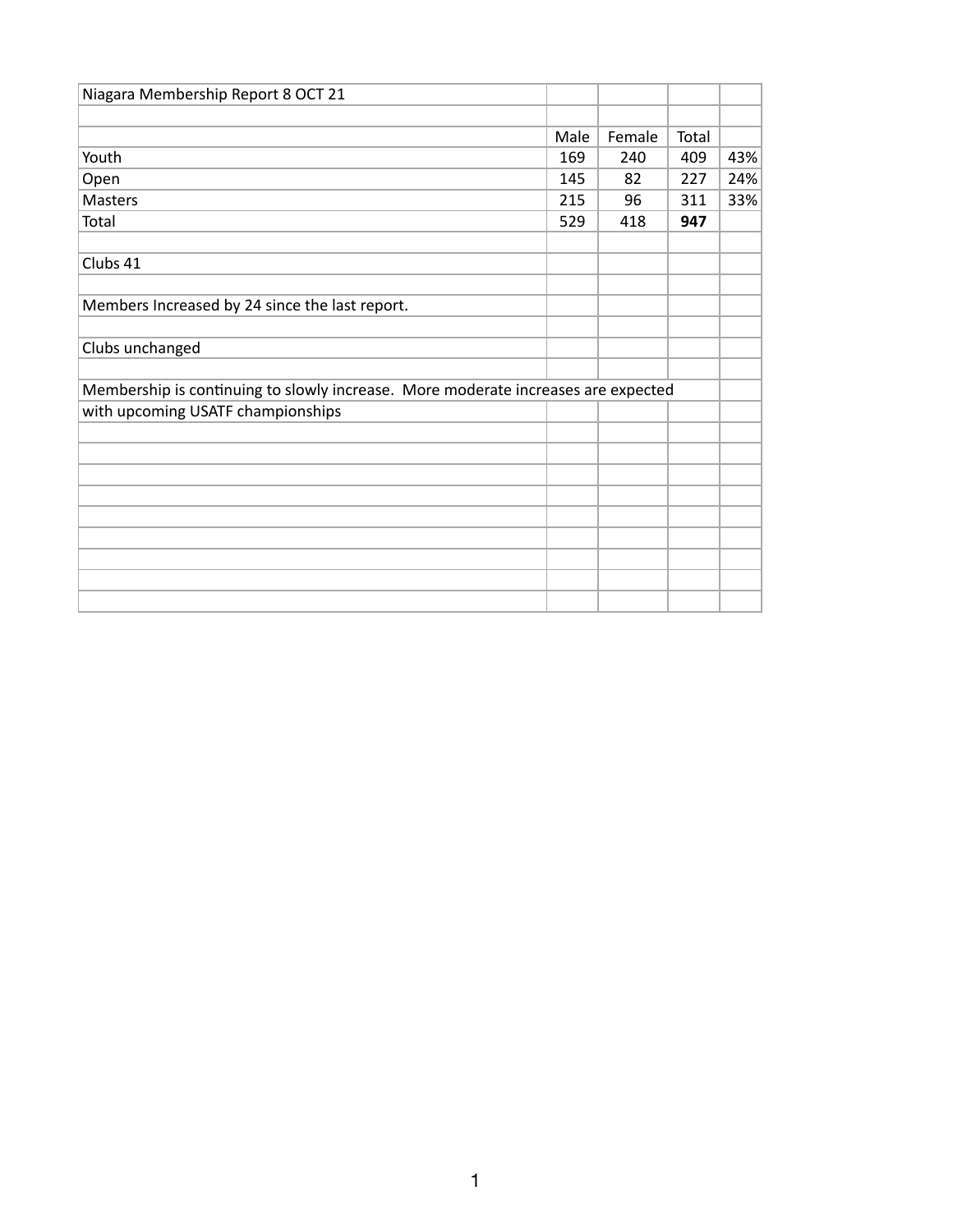Niagara Membership Report 8 OCT 21

| | Male | Female | Total | |
|---|---|---|---|---|
| Youth | 169 | 240 | 409 | 43% |
| Open | 145 | 82 | 227 | 24% |
| Masters | 215 | 96 | 311 | 33% |
| Total | 529 | 418 | **947** | |

Clubs 41

Members Increased by 24 since the last report.

Clubs unchanged

Membership is continuing to slowly increase. More moderate increases are expected with upcoming USATF championships